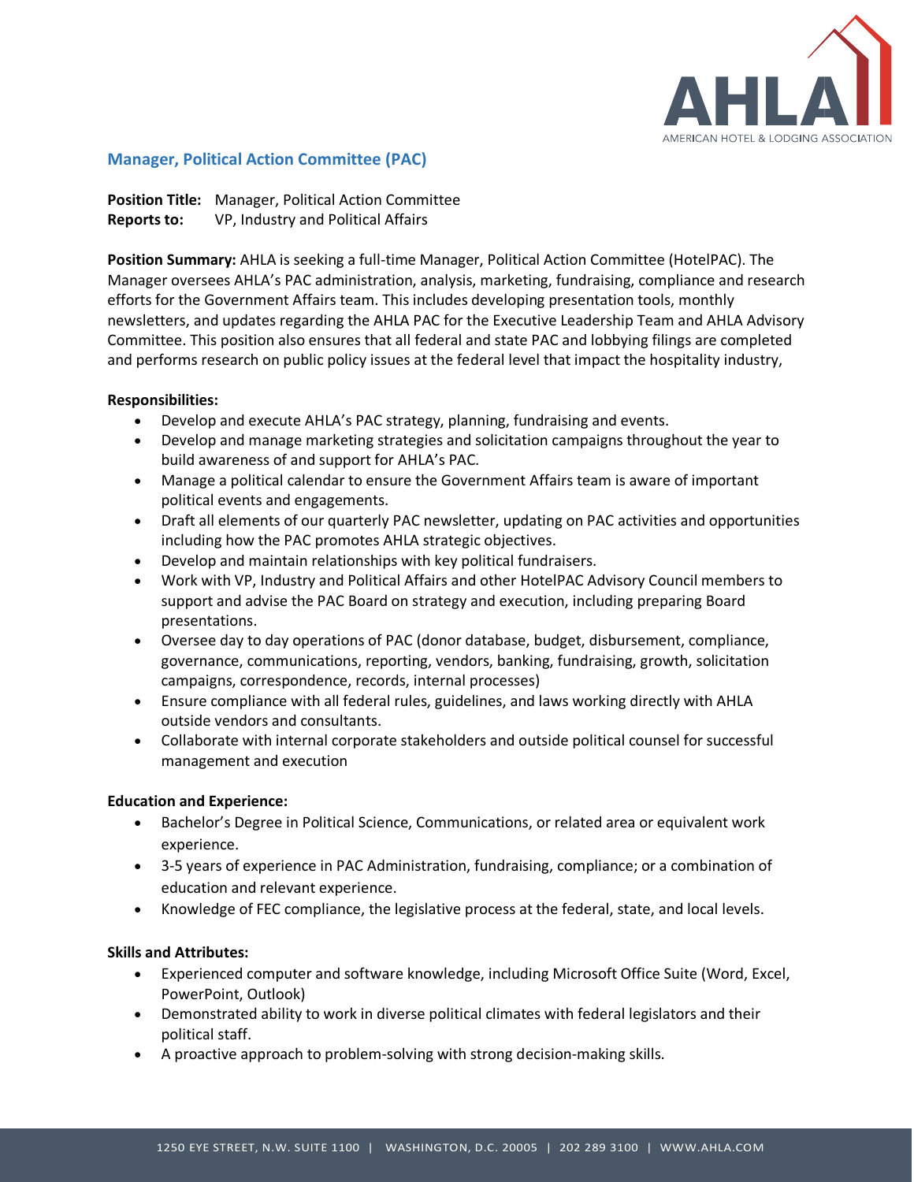## Manager, Political Action Committee (PAC)

**Position Title:** Manager, Political Action Committee
**Reports to:** VP, Industry and Political Affairs

**Position Summary:** AHLA is seeking a full-time Manager, Political Action Committee (HotelPAC). The Manager oversees AHLA's PAC administration, analysis, marketing, fundraising, compliance and research efforts for the Government Affairs team. This includes developing presentation tools, monthly newsletters, and updates regarding the AHLA PAC for the Executive Leadership Team and AHLA Advisory Committee. This position also ensures that all federal and state PAC and lobbying filings are completed and performs research on public policy issues at the federal level that impact the hospitality industry,

**Responsibilities:**

- Develop and execute AHLA's PAC strategy, planning, fundraising and events.
- Develop and manage marketing strategies and solicitation campaigns throughout the year to build awareness of and support for AHLA's PAC.
- Manage a political calendar to ensure the Government Affairs team is aware of important political events and engagements.
- Draft all elements of our quarterly PAC newsletter, updating on PAC activities and opportunities including how the PAC promotes AHLA strategic objectives.
- Develop and maintain relationships with key political fundraisers.
- Work with VP, Industry and Political Affairs and other HotelPAC Advisory Council members to support and advise the PAC Board on strategy and execution, including preparing Board presentations.
- Oversee day to day operations of PAC (donor database, budget, disbursement, compliance, governance, communications, reporting, vendors, banking, fundraising, growth, solicitation campaigns, correspondence, records, internal processes)
- Ensure compliance with all federal rules, guidelines, and laws working directly with AHLA outside vendors and consultants.
- Collaborate with internal corporate stakeholders and outside political counsel for successful management and execution

**Education and Experience:**

- Bachelor's Degree in Political Science, Communications, or related area or equivalent work experience.
- 3-5 years of experience in PAC Administration, fundraising, compliance; or a combination of education and relevant experience.
- Knowledge of FEC compliance, the legislative process at the federal, state, and local levels.

**Skills and Attributes:**

- Experienced computer and software knowledge, including Microsoft Office Suite (Word, Excel, PowerPoint, Outlook)
- Demonstrated ability to work in diverse political climates with federal legislators and their political staff.
- A proactive approach to problem-solving with strong decision-making skills.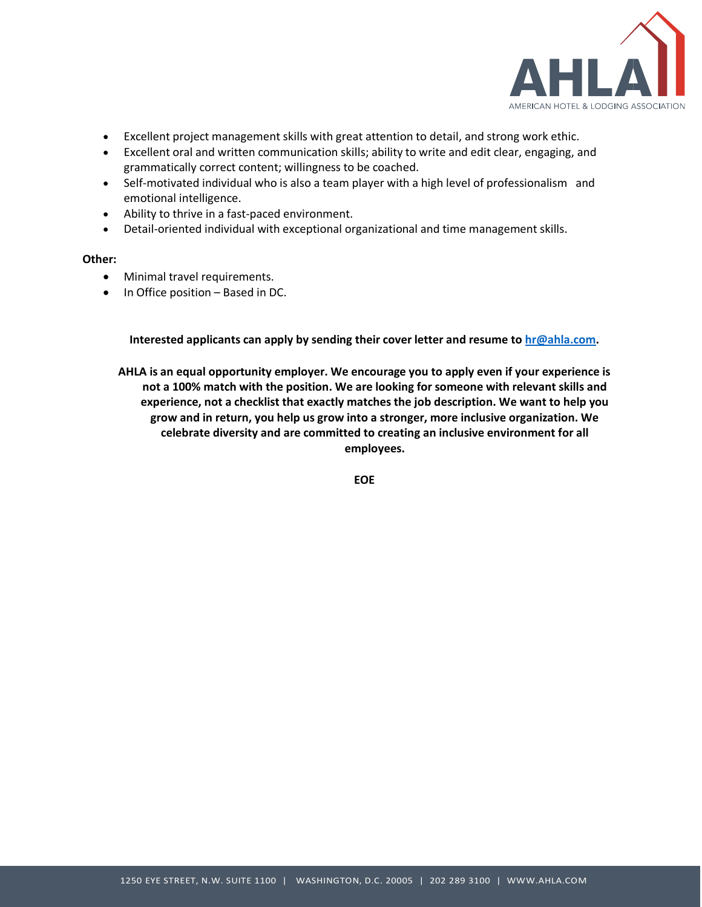- Excellent project management skills with great attention to detail, and strong work ethic.
- Excellent oral and written communication skills; ability to write and edit clear, engaging, and grammatically correct content; willingness to be coached.
- Self-motivated individual who is also a team player with a high level of professionalism and emotional intelligence.
- Ability to thrive in a fast-paced environment.
- Detail-oriented individual with exceptional organizational and time management skills.

**Other:**

- Minimal travel requirements.
- In Office position – Based in DC.

**Interested applicants can apply by sending their cover letter and resume to hr@ahla.com.**

**AHLA is an equal opportunity employer. We encourage you to apply even if your experience is not a 100% match with the position. We are looking for someone with relevant skills and experience, not a checklist that exactly matches the job description. We want to help you grow and in return, you help us grow into a stronger, more inclusive organization. We celebrate diversity and are committed to creating an inclusive environment for all employees.**

**EOE**